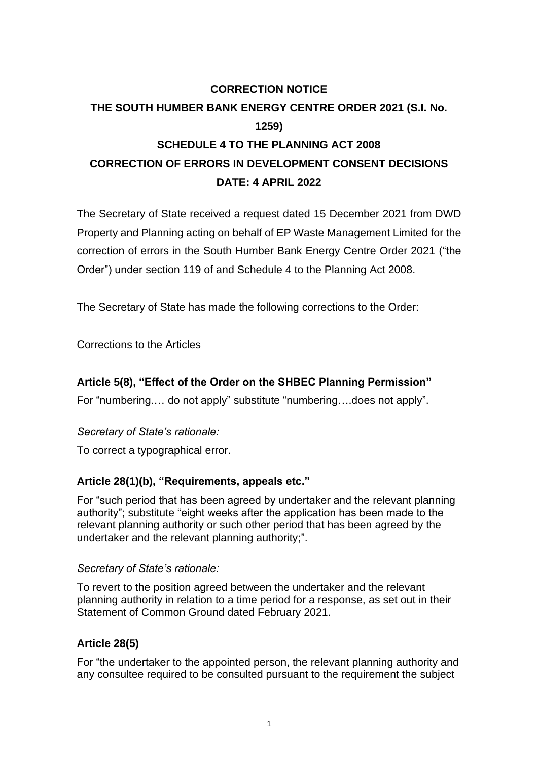# CORRECTION NOTICE

# THE SOUTH HUMBER BANK ENERGY CENTRE ORDER 2021 (S.I. No. 1259)

# SCHEDULE 4 TO THE PLANNING ACT 2008

# CORRECTION OF ERRORS IN DEVELOPMENT CONSENT DECISIONS

# DATE: 4 APRIL 2022

The Secretary of State received a request dated 15 December 2021 from DWD Property and Planning acting on behalf of EP Waste Management Limited for the correction of errors in the South Humber Bank Energy Centre Order 2021 ("the Order") under section 119 of and Schedule 4 to the Planning Act 2008.

The Secretary of State has made the following corrections to the Order:

Corrections to the Articles

### Article 5(8), "Effect of the Order on the SHBEC Planning Permission"

For "numbering.… do not apply" substitute "numbering….does not apply".

*Secretary of State's rationale:*

To correct a typographical error.

### Article 28(1)(b), "Requirements, appeals etc."

For "such period that has been agreed by undertaker and the relevant planning authority"; substitute "eight weeks after the application has been made to the relevant planning authority or such other period that has been agreed by the undertaker and the relevant planning authority;".

*Secretary of State's rationale:*

To revert to the position agreed between the undertaker and the relevant planning authority in relation to a time period for a response, as set out in their Statement of Common Ground dated February 2021.

### Article 28(5)

For "the undertaker to the appointed person, the relevant planning authority and any consultee required to be consulted pursuant to the requirement the subject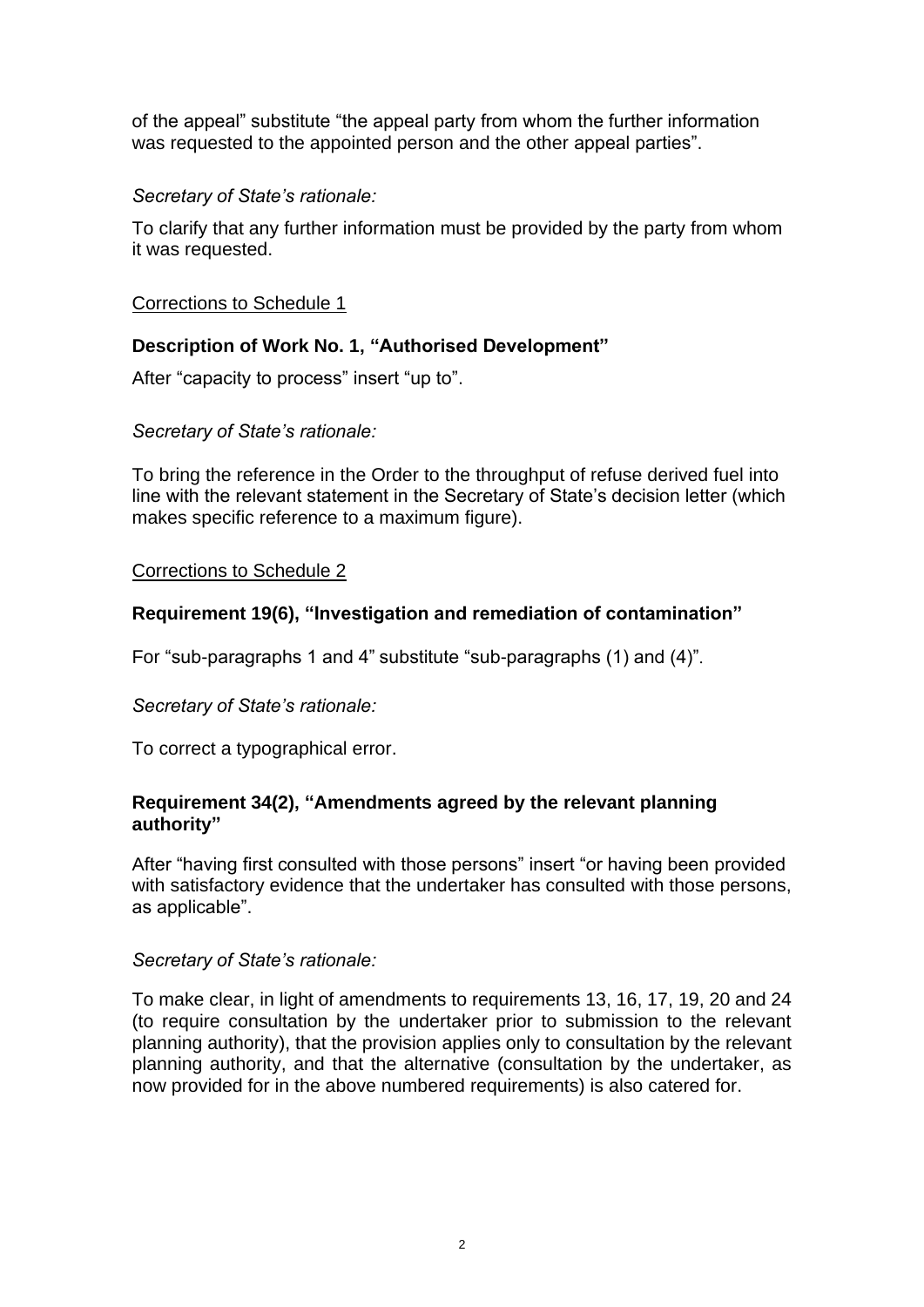of the appeal" substitute "the appeal party from whom the further information was requested to the appointed person and the other appeal parties".

*Secretary of State's rationale:*

To clarify that any further information must be provided by the party from whom it was requested.

Corrections to Schedule 1

**Description of Work No. 1, "Authorised Development"**

After "capacity to process" insert "up to".

*Secretary of State's rationale:*

To bring the reference in the Order to the throughput of refuse derived fuel into line with the relevant statement in the Secretary of State's decision letter (which makes specific reference to a maximum figure).

Corrections to Schedule 2

**Requirement 19(6), "Investigation and remediation of contamination"**

For "sub-paragraphs 1 and 4" substitute "sub-paragraphs (1) and (4)".

*Secretary of State's rationale:*

To correct a typographical error.

**Requirement 34(2), "Amendments agreed by the relevant planning authority"**

After "having first consulted with those persons" insert "or having been provided with satisfactory evidence that the undertaker has consulted with those persons, as applicable".

*Secretary of State's rationale:*

To make clear, in light of amendments to requirements 13, 16, 17, 19, 20 and 24 (to require consultation by the undertaker prior to submission to the relevant planning authority), that the provision applies only to consultation by the relevant planning authority, and that the alternative (consultation by the undertaker, as now provided for in the above numbered requirements) is also catered for.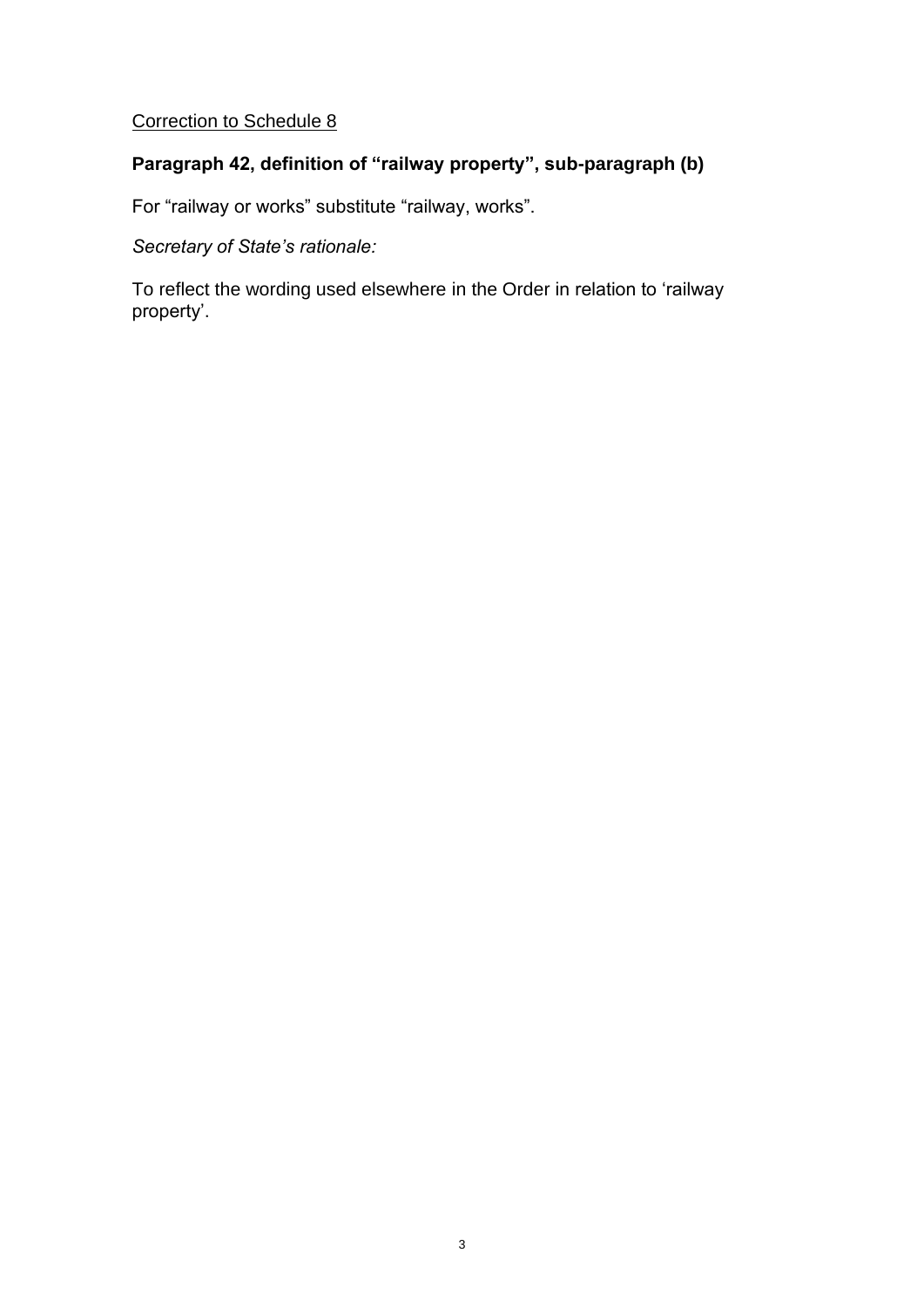Correction to Schedule 8

**Paragraph 42, definition of "railway property", sub-paragraph (b)**

For "railway or works" substitute "railway, works".

*Secretary of State's rationale:*

To reflect the wording used elsewhere in the Order in relation to 'railway property'.